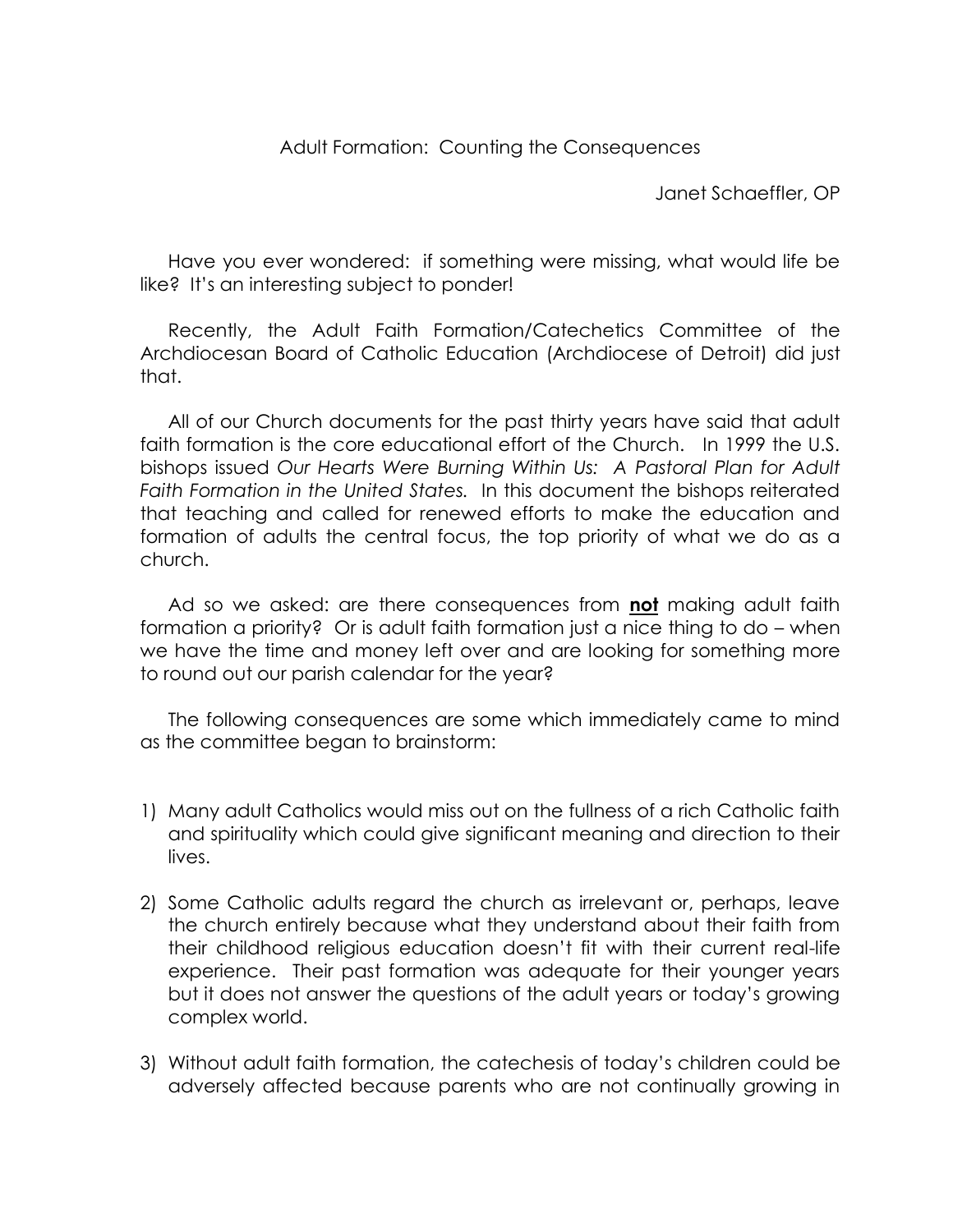# Adult Formation: Counting the Consequences

Janet Schaeffler, OP

Have you ever wondered: if something were missing, what would life be like? It's an interesting subject to ponder!

Recently, the Adult Faith Formation/Catechetics Committee of the Archdiocesan Board of Catholic Education (Archdiocese of Detroit) did just that.

All of our Church documents for the past thirty years have said that adult faith formation is the core educational effort of the Church. In 1999 the U.S. bishops issued *Our Hearts Were Burning Within Us: A Pastoral Plan for Adult Faith Formation in the United States.* In this document the bishops reiterated that teaching and called for renewed efforts to make the education and formation of adults the central focus, the top priority of what we do as a church.

Ad so we asked: are there consequences from **not** making adult faith formation a priority? Or is adult faith formation just a nice thing to do – when we have the time and money left over and are looking for something more to round out our parish calendar for the year?

The following consequences are some which immediately came to mind as the committee began to brainstorm:

1) Many adult Catholics would miss out on the fullness of a rich Catholic faith and spirituality which could give significant meaning and direction to their lives.

2) Some Catholic adults regard the church as irrelevant or, perhaps, leave the church entirely because what they understand about their faith from their childhood religious education doesn't fit with their current real-life experience. Their past formation was adequate for their younger years but it does not answer the questions of the adult years or today's growing complex world.

3) Without adult faith formation, the catechesis of today's children could be adversely affected because parents who are not continually growing in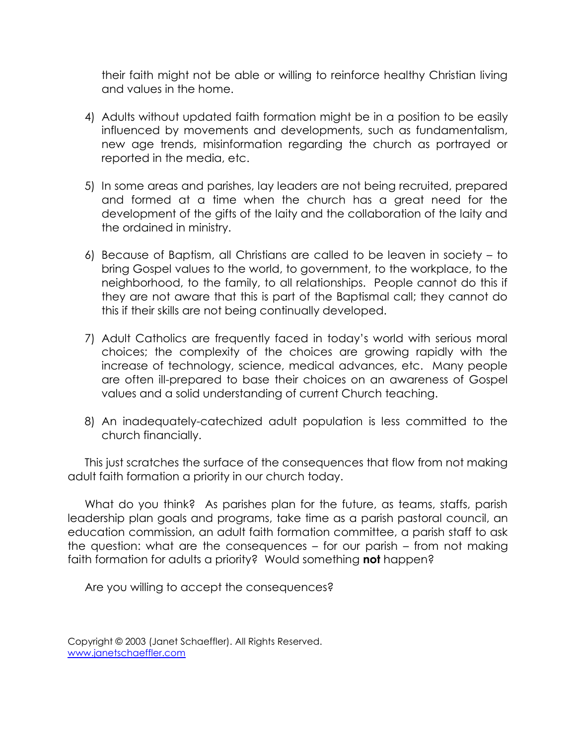their faith might not be able or willing to reinforce healthy Christian living and values in the home.

4) Adults without updated faith formation might be in a position to be easily influenced by movements and developments, such as fundamentalism, new age trends, misinformation regarding the church as portrayed or reported in the media, etc.

5) In some areas and parishes, lay leaders are not being recruited, prepared and formed at a time when the church has a great need for the development of the gifts of the laity and the collaboration of the laity and the ordained in ministry.

6) Because of Baptism, all Christians are called to be leaven in society – to bring Gospel values to the world, to government, to the workplace, to the neighborhood, to the family, to all relationships. People cannot do this if they are not aware that this is part of the Baptismal call; they cannot do this if their skills are not being continually developed.

7) Adult Catholics are frequently faced in today's world with serious moral choices; the complexity of the choices are growing rapidly with the increase of technology, science, medical advances, etc. Many people are often ill-prepared to base their choices on an awareness of Gospel values and a solid understanding of current Church teaching.

8) An inadequately-catechized adult population is less committed to the church financially.

This just scratches the surface of the consequences that flow from not making adult faith formation a priority in our church today.

What do you think? As parishes plan for the future, as teams, staffs, parish leadership plan goals and programs, take time as a parish pastoral council, an education commission, an adult faith formation committee, a parish staff to ask the question: what are the consequences – for our parish – from not making faith formation for adults a priority? Would something **not** happen?

Are you willing to accept the consequences?

Copyright © 2003 (Janet Schaeffler). All Rights Reserved.
www.janetschaeffler.com